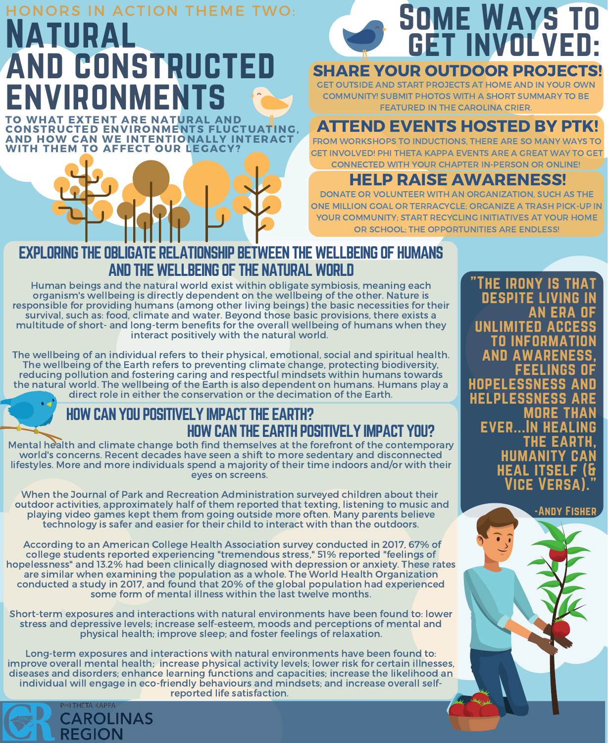HONORS IN ACTION THEME TWO:

# NATURAL AND CONSTRUCTED ENVIRONMENTS

TO WHAT EXTENT ARE NATURAL AND CONSTRUCTED ENVIRONMENTS FLUCTUATING, AND HOW CAN WE INTENTIONALLY INTERACT WITH THEM TO AFFECT OUR LEGACY?

## SOME WAYS TO GET INVOLVED:

### SHARE YOUR OUTDOOR PROJECTS!

GET OUTSIDE AND START PROJECTS AT HOME AND IN YOUR OWN COMMUNITY! SUBMIT PHOTOS WITH A SHORT SUMMARY TO BE FEATURED IN THE CAROLINA CRIER.

### ATTEND EVENTS HOSTED BY PTK!

FROM WORKSHOPS TO INDUCTIONS, THERE ARE SO MANY WAYS TO GET INVOLVED! PHI THETA KAPPA EVENTS ARE A GREAT WAY TO GET CONNECTED WITH YOUR CHAPTER IN-PERSON OR ONLINE!

### HELP RAISE AWARENESS!

DONATE OR VOLUNTEER WITH AN ORGANIZATION, SUCH AS THE ONE MILLION GOAL OR TERRACYCLE; ORGANIZE A TRASH PICK-UP IN YOUR COMMUNITY; START RECYCLING INITIATIVES AT YOUR HOME OR SCHOOL; THE OPPORTUNITIES ARE ENDLESS!

## EXPLORING THE OBLIGATE RELATIONSHIP BETWEEN THE WELLBEING OF HUMANS AND THE WELLBEING OF THE NATURAL WORLD

Human beings and the natural world exist within obligate symbiosis, meaning each organism's wellbeing is directly dependent on the wellbeing of the other. Nature is responsible for providing humans (among other living beings) the basic necessities for their survival, such as: food, climate and water. Beyond those basic provisions, there exists a multitude of short- and long-term benefits for the overall wellbeing of humans when they interact positively with the natural world.

The wellbeing of an individual refers to their physical, emotional, social and spiritual health. The wellbeing of the Earth refers to preventing climate change, protecting biodiversity, reducing pollution and fostering caring and respectful mindsets within humans towards the natural world. The wellbeing of the Earth is also dependent on humans. Humans play a direct role in either the conservation or the decimation of the Earth.

## HOW CAN YOU POSITIVELY IMPACT THE EARTH? HOW CAN THE EARTH POSITIVELY IMPACT YOU?

Mental health and climate change both find themselves at the forefront of the contemporary world's concerns. Recent decades have seen a shift to more sedentary and disconnected lifestyles. More and more individuals spend a majority of their time indoors and/or with their eyes on screens.

When the Journal of Park and Recreation Administration surveyed children about their outdoor activities, approximately half of them reported that texting, listening to music and playing video games kept them from going outside more often. Many parents believe technology is safer and easier for their child to interact with than the outdoors.

According to an American College Health Association survey conducted in 2017, 67% of college students reported experiencing "tremendous stress," 51% reported "feelings of hopelessness" and 13.2% had been clinically diagnosed with depression or anxiety. These rates are similar when examining the population as a whole. The World Health Organization conducted a study in 2017, and found that 20% of the global population had experienced some form of mental illness within the last twelve months.

Short-term exposures and interactions with natural environments have been found to: lower stress and depressive levels; increase self-esteem, moods and perceptions of mental and physical health; improve sleep; and foster feelings of relaxation.

Long-term exposures and interactions with natural environments have been found to: improve overall mental health; increase physical activity levels; lower risk for certain illnesses, diseases and disorders; enhance learning functions and capacities; increase the likelihood an individual will engage in eco-friendly behaviours and mindsets; and increase overall self-reported life satisfaction.

> "THE IRONY IS THAT DESPITE LIVING IN AN ERA OF UNLIMITED ACCESS TO INFORMATION AND AWARENESS, FEELINGS OF HOPELESSNESS AND HELPLESSNESS ARE MORE THAN EVER...IN HEALING THE EARTH, HUMANITY CAN HEAL ITSELF (& VICE VERSA)."
>
> -ANDY FISHER

PHI THETA KAPPA CAROLINAS REGION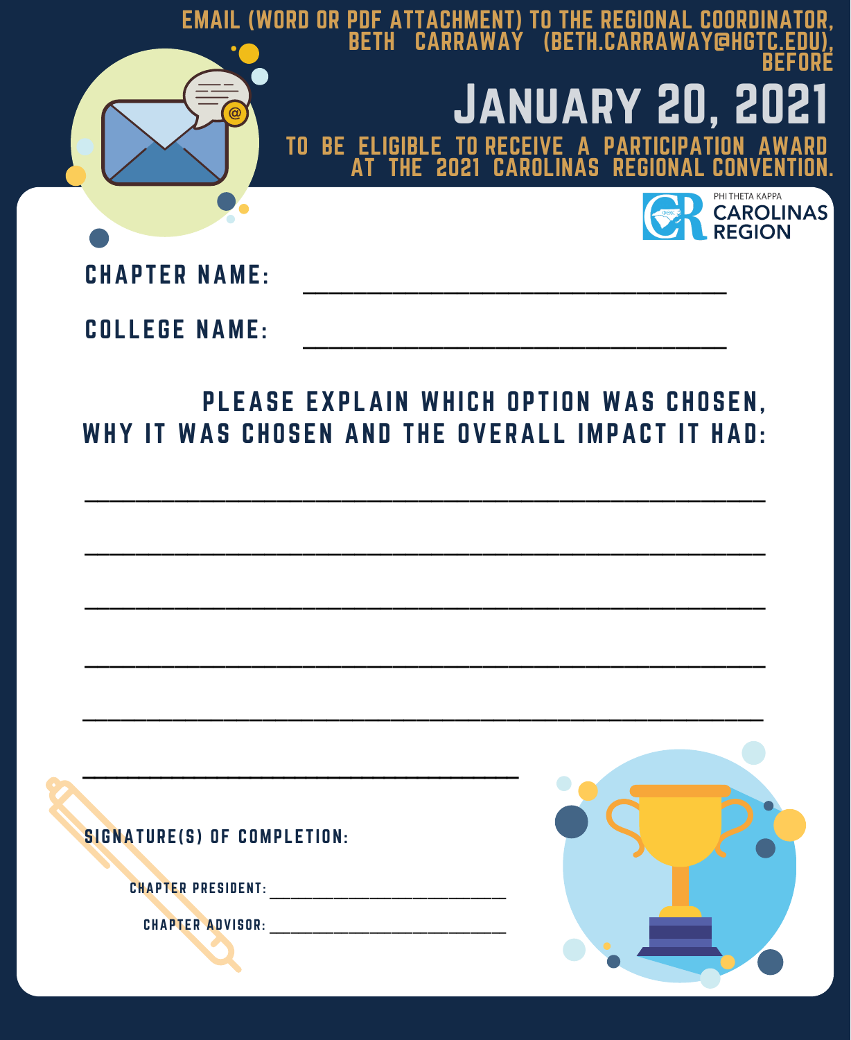EMAIL (WORD OR PDF ATTACHMENT) TO THE REGIONAL COORDINATOR, BETH CARRAWAY (BETH.CARRAWAY@HGTC.EDU), BEFORE

# JANUARY 20, 2021

TO BE ELIGIBLE TO RECEIVE A PARTICIPATION AWARD AT THE 2021 CAROLINAS REGIONAL CONVENTION.

PHI THETA KAPPA CAROLINAS REGION

**CHAPTER NAME:** ______________________________

**COLLEGE NAME:** ______________________________

## PLEASE EXPLAIN WHICH OPTION WAS CHOSEN, WHY IT WAS CHOSEN AND THE OVERALL IMPACT IT HAD:

________________________________________________

________________________________________________

________________________________________________

________________________________________________

________________________________________________

________________________________

**SIGNATURE(S) OF COMPLETION:**

CHAPTER PRESIDENT: __________________________

CHAPTER ADVISOR: __________________________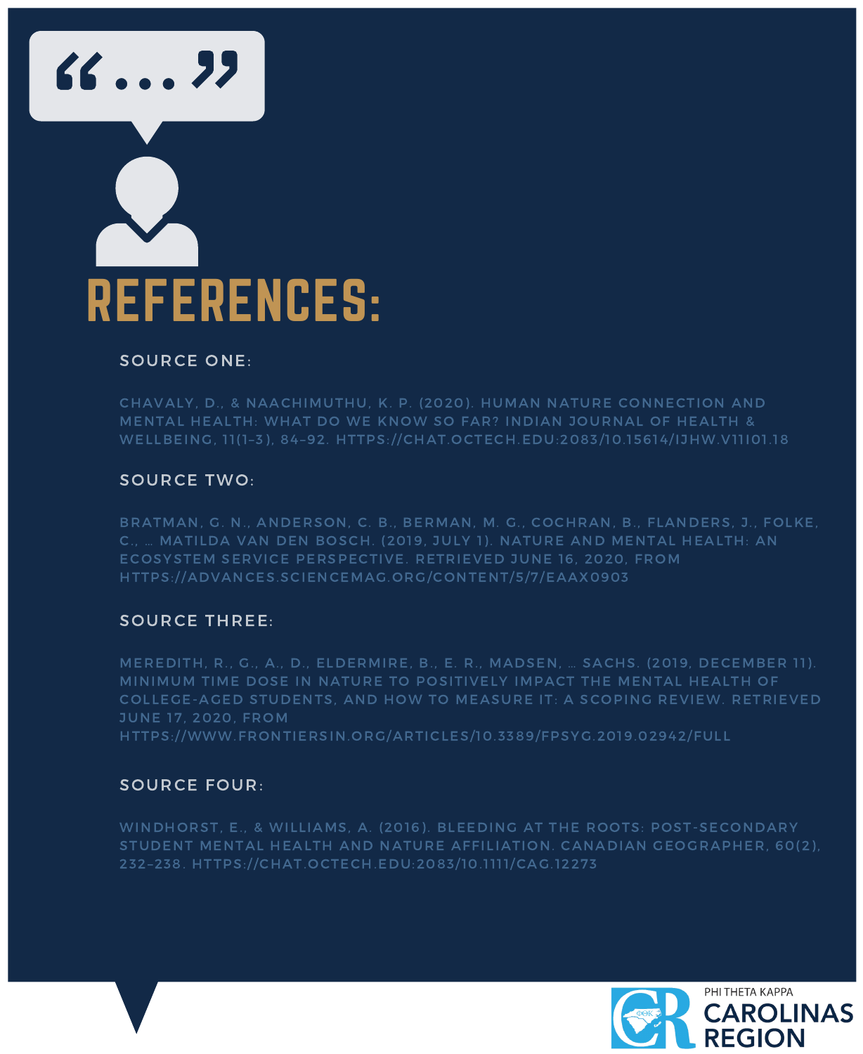# REFERENCES:

### SOURCE ONE:

CHAVALY, D., & NAACHIMUTHU, K. P. (2020). HUMAN NATURE CONNECTION AND MENTAL HEALTH: WHAT DO WE KNOW SO FAR? INDIAN JOURNAL OF HEALTH & WELLBEING, 11(1–3), 84–92. HTTPS://CHAT.OCTECH.EDU:2083/10.15614/IJHW.V11I01.18

### SOURCE TWO:

BRATMAN, G. N., ANDERSON, C. B., BERMAN, M. G., COCHRAN, B., FLANDERS, J., FOLKE, C., … MATILDA VAN DEN BOSCH. (2019, JULY 1). NATURE AND MENTAL HEALTH: AN ECOSYSTEM SERVICE PERSPECTIVE. RETRIEVED JUNE 16, 2020, FROM HTTPS://ADVANCES.SCIENCEMAG.ORG/CONTENT/5/7/EAAX0903

### SOURCE THREE:

MEREDITH, R., G., A., D., ELDERMIRE, B., E. R., MADSEN, … SACHS. (2019, DECEMBER 11). MINIMUM TIME DOSE IN NATURE TO POSITIVELY IMPACT THE MENTAL HEALTH OF COLLEGE-AGED STUDENTS, AND HOW TO MEASURE IT: A SCOPING REVIEW. RETRIEVED JUNE 17, 2020, FROM HTTPS://WWW.FRONTIERSIN.ORG/ARTICLES/10.3389/FPSYG.2019.02942/FULL

### SOURCE FOUR:

WINDHORST, E., & WILLIAMS, A. (2016). BLEEDING AT THE ROOTS: POST-SECONDARY STUDENT MENTAL HEALTH AND NATURE AFFILIATION. CANADIAN GEOGRAPHER, 60(2), 232–238. HTTPS://CHAT.OCTECH.EDU:2083/10.1111/CAG.12273

PHI THETA KAPPA
CAROLINAS REGION